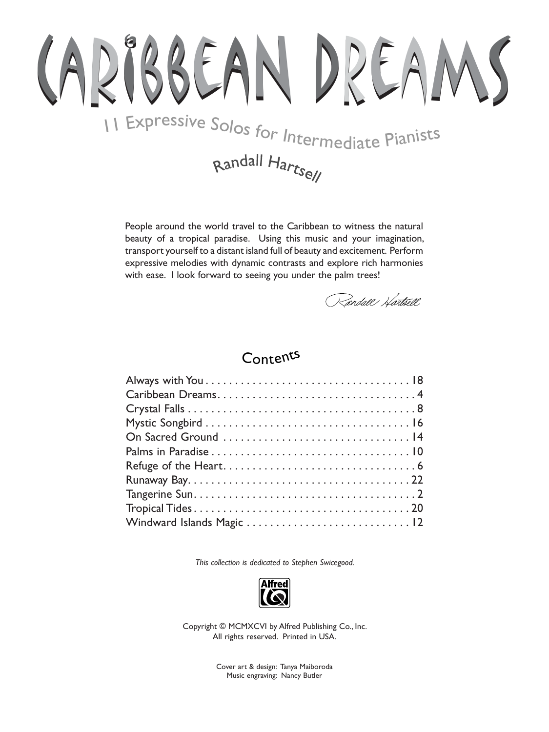# CARIBBEAN DREAMS

## 11 Expressive Solos for Intermediate Pianists

### Randall Hartsell

People around the world travel to the Caribbean to witness the natural beauty of a tropical paradise. Using this music and your imagination, transport yourself to a distant island full of beauty and excitement. Perform expressive melodies with dynamic contrasts and explore rich harmonies with ease. I look forward to seeing you under the palm trees!

Randall Hartsell

## Contents

Always with You . . . . . . . . . . . . . . . . . . . . . . . . . . . . . . . . . . . 18
Caribbean Dreams. . . . . . . . . . . . . . . . . . . . . . . . . . . . . . . . . . 4
Crystal Falls . . . . . . . . . . . . . . . . . . . . . . . . . . . . . . . . . . . . . . 8
Mystic Songbird . . . . . . . . . . . . . . . . . . . . . . . . . . . . . . . . . . . 16
On Sacred Ground . . . . . . . . . . . . . . . . . . . . . . . . . . . . . . . . 14
Palms in Paradise . . . . . . . . . . . . . . . . . . . . . . . . . . . . . . . . . . 10
Refuge of the Heart. . . . . . . . . . . . . . . . . . . . . . . . . . . . . . . . 6
Runaway Bay. . . . . . . . . . . . . . . . . . . . . . . . . . . . . . . . . . . . . 22
Tangerine Sun. . . . . . . . . . . . . . . . . . . . . . . . . . . . . . . . . . . . . 2
Tropical Tides . . . . . . . . . . . . . . . . . . . . . . . . . . . . . . . . . . . . 20
Windward Islands Magic . . . . . . . . . . . . . . . . . . . . . . . . . . . . 12

*This collection is dedicated to Stephen Swicegood.*

Alfred

Copyright © MCMXCVI by Alfred Publishing Co., Inc.
All rights reserved. Printed in USA.

Cover art & design: Tanya Maiboroda
Music engraving: Nancy Butler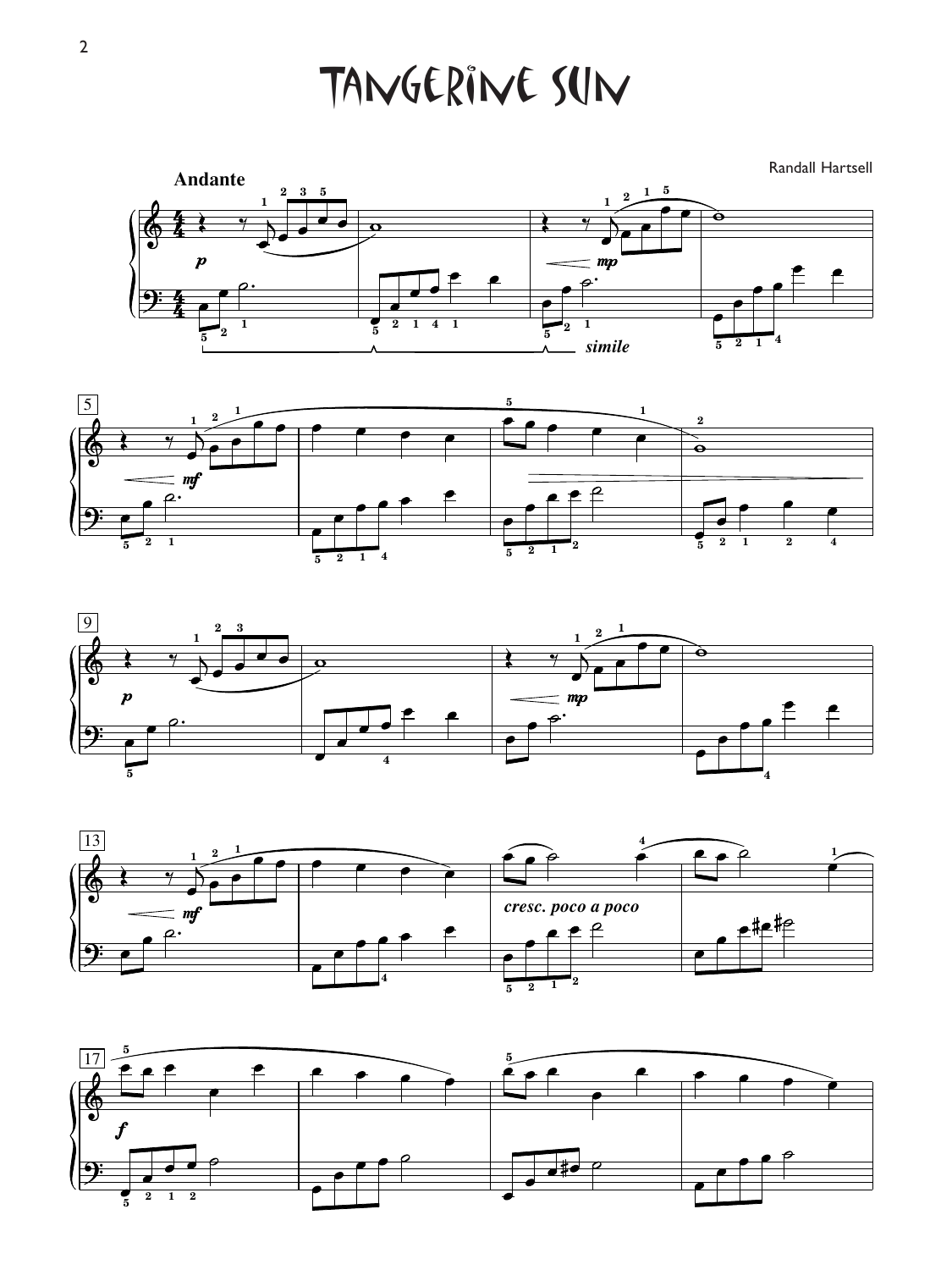# TANGERINE SUN

Randall Hartsell

Andante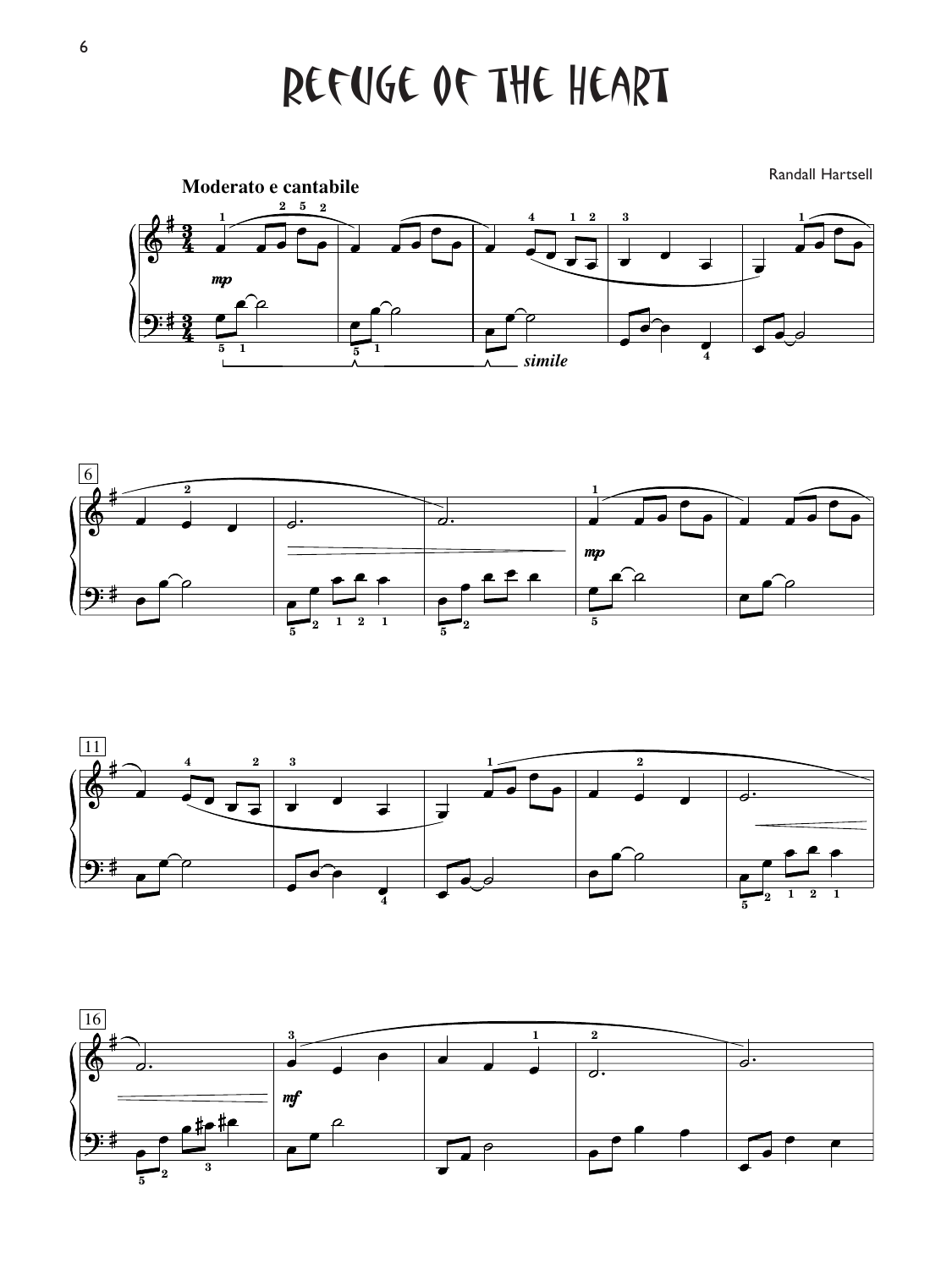# REFUGE OF THE HEART

Randall Hartsell

**Moderato e cantabile**